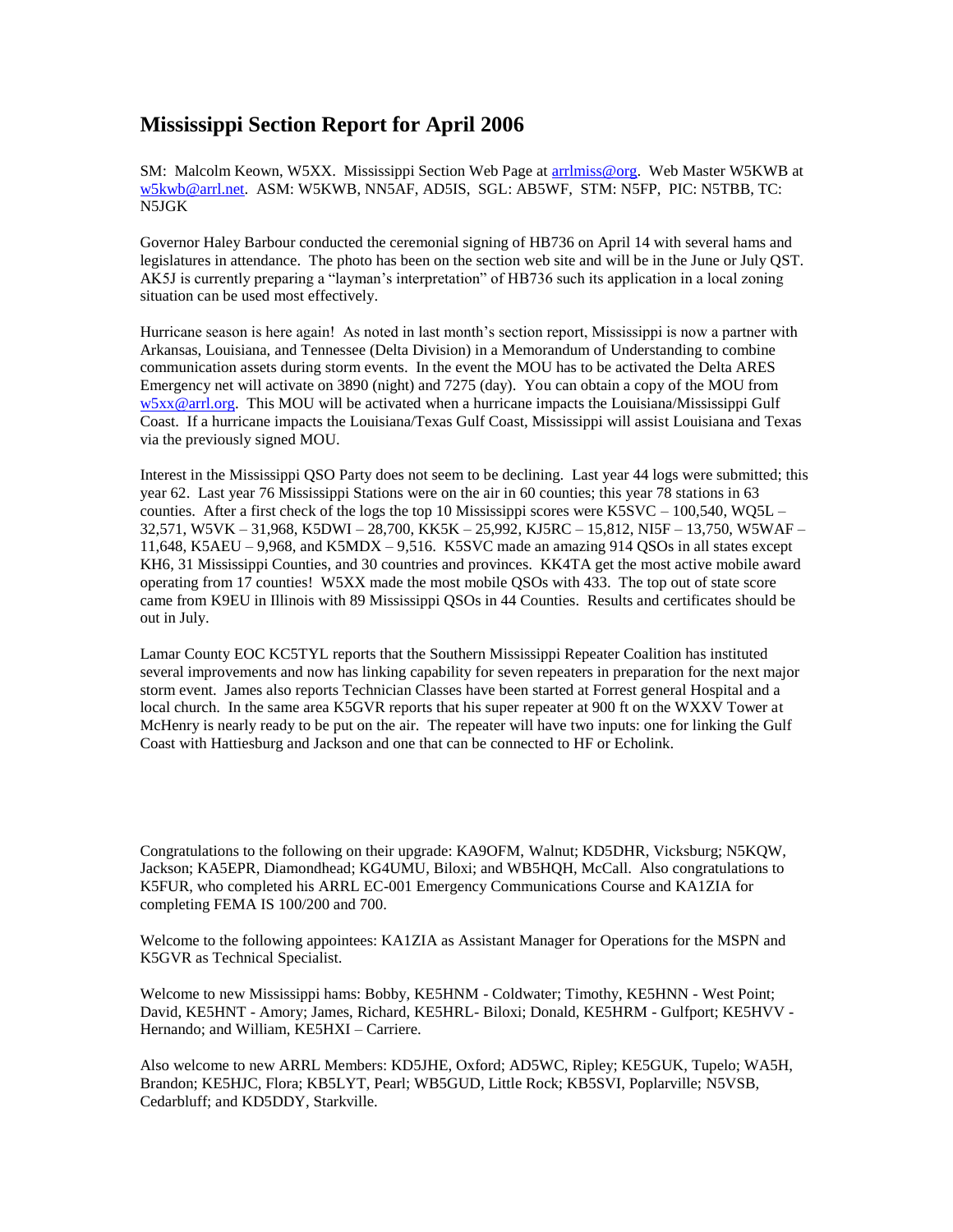# Mississippi Section Report for April 2006

SM: Malcolm Keown, W5XX. Mississippi Section Web Page at arrlmiss@org. Web Master W5KWB at w5kwb@arrl.net. ASM: W5KWB, NN5AF, AD5IS, SGL: AB5WF, STM: N5FP, PIC: N5TBB, TC: N5JGK

Governor Haley Barbour conducted the ceremonial signing of HB736 on April 14 with several hams and legislatures in attendance. The photo has been on the section web site and will be in the June or July QST. AK5J is currently preparing a "layman's interpretation" of HB736 such its application in a local zoning situation can be used most effectively.

Hurricane season is here again! As noted in last month's section report, Mississippi is now a partner with Arkansas, Louisiana, and Tennessee (Delta Division) in a Memorandum of Understanding to combine communication assets during storm events. In the event the MOU has to be activated the Delta ARES Emergency net will activate on 3890 (night) and 7275 (day). You can obtain a copy of the MOU from w5xx@arrl.org. This MOU will be activated when a hurricane impacts the Louisiana/Mississippi Gulf Coast. If a hurricane impacts the Louisiana/Texas Gulf Coast, Mississippi will assist Louisiana and Texas via the previously signed MOU.

Interest in the Mississippi QSO Party does not seem to be declining. Last year 44 logs were submitted; this year 62. Last year 76 Mississippi Stations were on the air in 60 counties; this year 78 stations in 63 counties. After a first check of the logs the top 10 Mississippi scores were K5SVC – 100,540, WQ5L – 32,571, W5VK – 31,968, K5DWI – 28,700, KK5K – 25,992, KJ5RC – 15,812, NI5F – 13,750, W5WAF – 11,648, K5AEU – 9,968, and K5MDX – 9,516. K5SVC made an amazing 914 QSOs in all states except KH6, 31 Mississippi Counties, and 30 countries and provinces. KK4TA get the most active mobile award operating from 17 counties! W5XX made the most mobile QSOs with 433. The top out of state score came from K9EU in Illinois with 89 Mississippi QSOs in 44 Counties. Results and certificates should be out in July.

Lamar County EOC KC5TYL reports that the Southern Mississippi Repeater Coalition has instituted several improvements and now has linking capability for seven repeaters in preparation for the next major storm event. James also reports Technician Classes have been started at Forrest general Hospital and a local church. In the same area K5GVR reports that his super repeater at 900 ft on the WXXV Tower at McHenry is nearly ready to be put on the air. The repeater will have two inputs: one for linking the Gulf Coast with Hattiesburg and Jackson and one that can be connected to HF or Echolink.

Congratulations to the following on their upgrade: KA9OFM, Walnut; KD5DHR, Vicksburg; N5KQW, Jackson; KA5EPR, Diamondhead; KG4UMU, Biloxi; and WB5HQH, McCall. Also congratulations to K5FUR, who completed his ARRL EC-001 Emergency Communications Course and KA1ZIA for completing FEMA IS 100/200 and 700.

Welcome to the following appointees: KA1ZIA as Assistant Manager for Operations for the MSPN and K5GVR as Technical Specialist.

Welcome to new Mississippi hams: Bobby, KE5HNM - Coldwater; Timothy, KE5HNN - West Point; David, KE5HNT - Amory; James, Richard, KE5HRL- Biloxi; Donald, KE5HRM - Gulfport; KE5HVV - Hernando; and William, KE5HXI – Carriere.

Also welcome to new ARRL Members: KD5JHE, Oxford; AD5WC, Ripley; KE5GUK, Tupelo; WA5H, Brandon; KE5HJC, Flora; KB5LYT, Pearl; WB5GUD, Little Rock; KB5SVI, Poplarville; N5VSB, Cedarbluff; and KD5DDY, Starkville.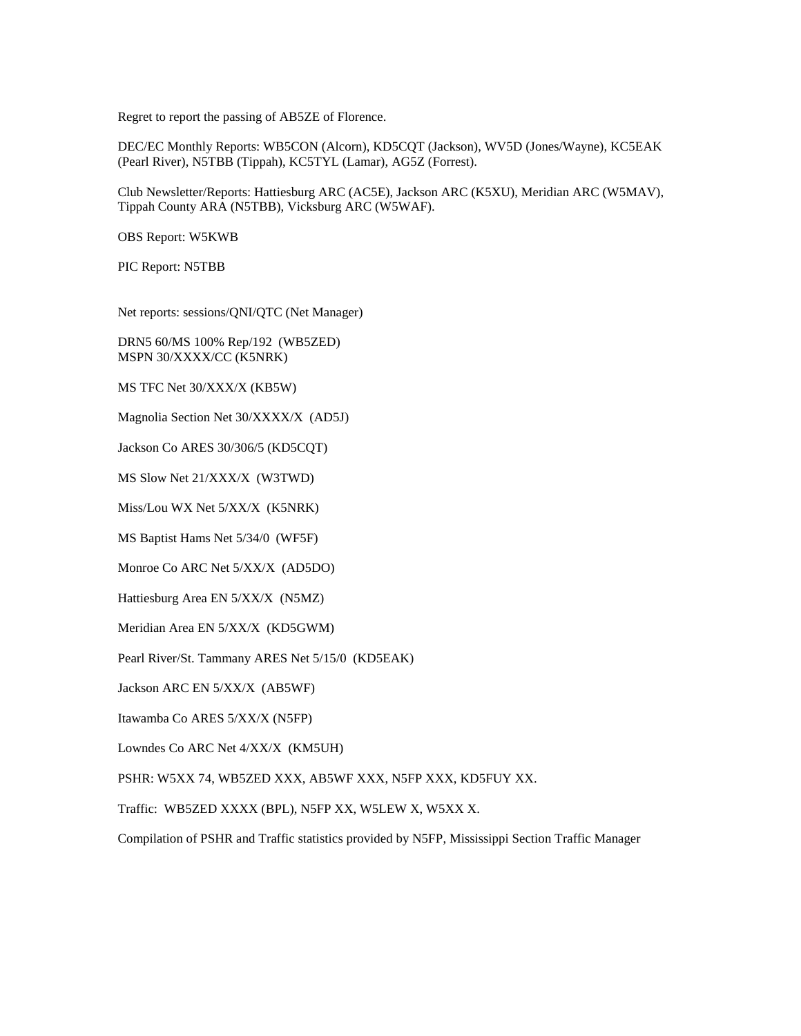Regret to report the passing of AB5ZE of Florence.

DEC/EC Monthly Reports: WB5CON (Alcorn), KD5CQT (Jackson), WV5D (Jones/Wayne), KC5EAK (Pearl River), N5TBB (Tippah), KC5TYL (Lamar), AG5Z (Forrest).

Club Newsletter/Reports: Hattiesburg ARC (AC5E), Jackson ARC (K5XU), Meridian ARC (W5MAV), Tippah County ARA (N5TBB), Vicksburg ARC (W5WAF).

OBS Report: W5KWB

PIC Report: N5TBB

Net reports: sessions/QNI/QTC (Net Manager)

DRN5 60/MS 100% Rep/192 (WB5ZED)
MSPN 30/XXXX/CC (K5NRK)

MS TFC Net 30/XXX/X (KB5W)

Magnolia Section Net 30/XXXX/X (AD5J)

Jackson Co ARES 30/306/5 (KD5CQT)

MS Slow Net 21/XXX/X (W3TWD)

Miss/Lou WX Net 5/XX/X (K5NRK)

MS Baptist Hams Net 5/34/0 (WF5F)

Monroe Co ARC Net 5/XX/X (AD5DO)

Hattiesburg Area EN 5/XX/X (N5MZ)

Meridian Area EN 5/XX/X (KD5GWM)

Pearl River/St. Tammany ARES Net 5/15/0 (KD5EAK)

Jackson ARC EN 5/XX/X (AB5WF)

Itawamba Co ARES 5/XX/X (N5FP)

Lowndes Co ARC Net 4/XX/X (KM5UH)

PSHR: W5XX 74, WB5ZED XXX, AB5WF XXX, N5FP XXX, KD5FUY XX.

Traffic: WB5ZED XXXX (BPL), N5FP XX, W5LEW X, W5XX X.

Compilation of PSHR and Traffic statistics provided by N5FP, Mississippi Section Traffic Manager